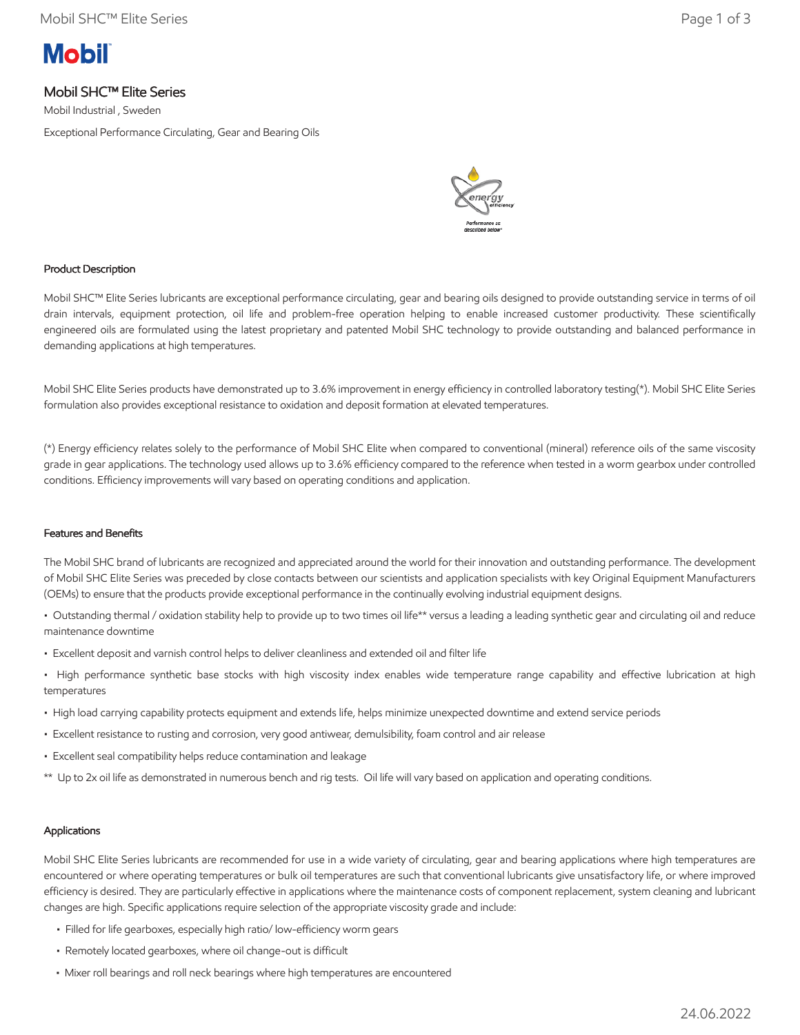# Mobil SHC™ Elite Series

Mobil Industrial , Sweden

Exceptional Performance Circulating, Gear and Bearing Oils

## Product Description

Mobil SHC™ Elite Series lubricants are exceptional performance circulating, gear and bearing oils designed to provide outstanding service in terms of oil drain intervals, equipment protection, oil life and problem-free operation helping to enable increased customer productivity. These scientifically engineered oils are formulated using the latest proprietary and patented Mobil SHC technology to provide outstanding and balanced performance in demanding applications at high temperatures.

Mobil SHC Elite Series products have demonstrated up to 3.6% improvement in energy efficiency in controlled laboratory testing(*). Mobil SHC Elite Series formulation also provides exceptional resistance to oxidation and deposit formation at elevated temperatures.

(*) Energy efficiency relates solely to the performance of Mobil SHC Elite when compared to conventional (mineral) reference oils of the same viscosity grade in gear applications. The technology used allows up to 3.6% efficiency compared to the reference when tested in a worm gearbox under controlled conditions. Efficiency improvements will vary based on operating conditions and application.

## Features and Benefits

The Mobil SHC brand of lubricants are recognized and appreciated around the world for their innovation and outstanding performance. The development of Mobil SHC Elite Series was preceded by close contacts between our scientists and application specialists with key Original Equipment Manufacturers (OEMs) to ensure that the products provide exceptional performance in the continually evolving industrial equipment designs.

- Outstanding thermal / oxidation stability help to provide up to two times oil life** versus a leading a leading synthetic gear and circulating oil and reduce maintenance downtime
- Excellent deposit and varnish control helps to deliver cleanliness and extended oil and filter life
- High performance synthetic base stocks with high viscosity index enables wide temperature range capability and effective lubrication at high temperatures
- High load carrying capability protects equipment and extends life, helps minimize unexpected downtime and extend service periods
- Excellent resistance to rusting and corrosion, very good antiwear, demulsibility, foam control and air release
- Excellent seal compatibility helps reduce contamination and leakage

** Up to 2x oil life as demonstrated in numerous bench and rig tests. Oil life will vary based on application and operating conditions.

## Applications

Mobil SHC Elite Series lubricants are recommended for use in a wide variety of circulating, gear and bearing applications where high temperatures are encountered or where operating temperatures or bulk oil temperatures are such that conventional lubricants give unsatisfactory life, or where improved efficiency is desired. They are particularly effective in applications where the maintenance costs of component replacement, system cleaning and lubricant changes are high. Specific applications require selection of the appropriate viscosity grade and include:

- Filled for life gearboxes, especially high ratio/ low-efficiency worm gears
- Remotely located gearboxes, where oil change-out is difficult
- Mixer roll bearings and roll neck bearings where high temperatures are encountered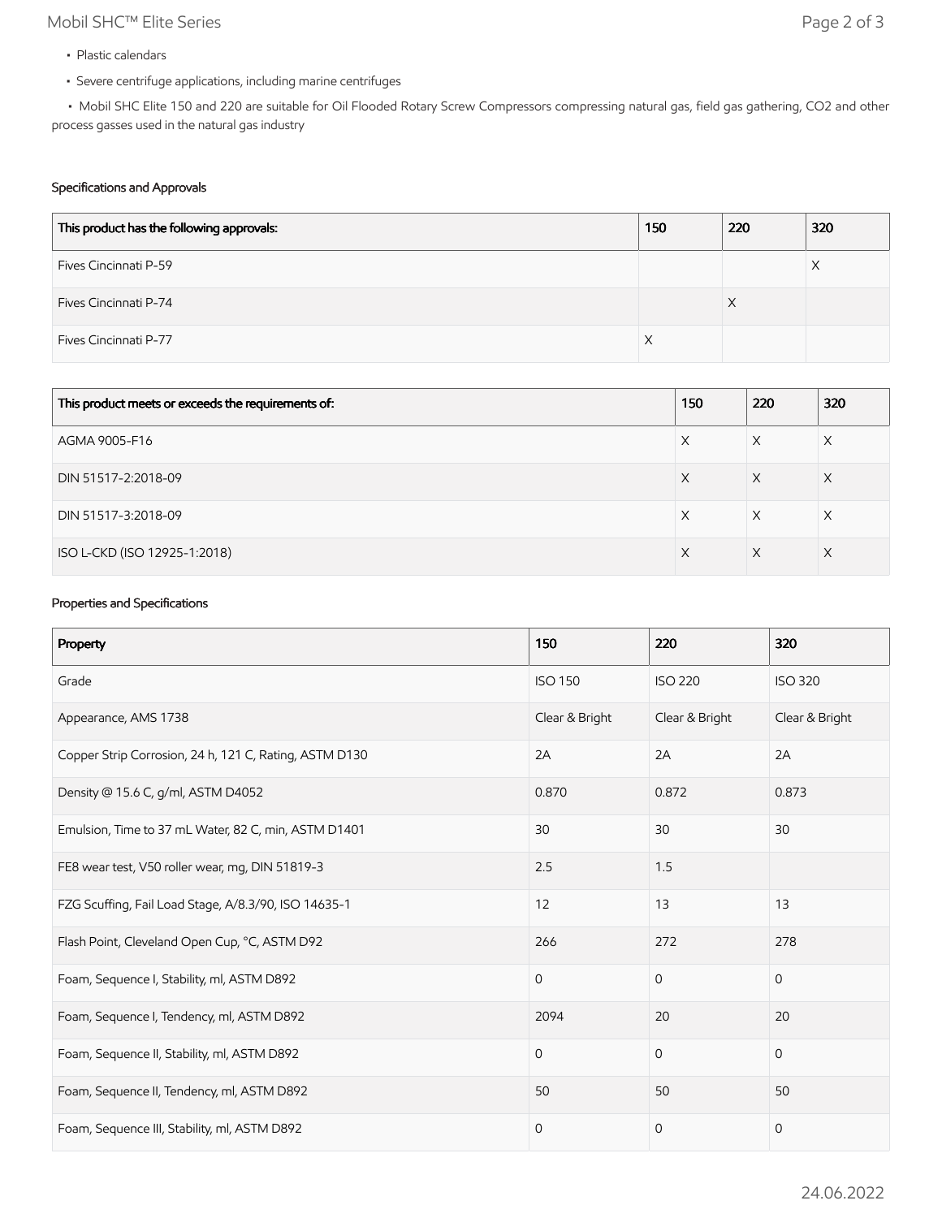- Plastic calendars
- Severe centrifuge applications, including marine centrifuges
- Mobil SHC Elite 150 and 220 are suitable for Oil Flooded Rotary Screw Compressors compressing natural gas, field gas gathering, $CO_2$ and other process gasses used in the natural gas industry

### Specifications and Approvals

| This product has the following approvals: | 150 | 220 | 320 |
|---|---|---|---|
| Fives Cincinnati P-59 | | | X |
| Fives Cincinnati P-74 | | X | |
| Fives Cincinnati P-77 | X | | |

| This product meets or exceeds the requirements of: | 150 | 220 | 320 |
|---|---|---|---|
| AGMA 9005-F16 | X | X | X |
| DIN 51517-2:2018-09 | X | X | X |
| DIN 51517-3:2018-09 | X | X | X |
| ISO L-CKD (ISO 12925-1:2018) | X | X | X |

### Properties and Specifications

| Property | 150 | 220 | 320 |
|---|---|---|---|
| Grade | ISO 150 | ISO 220 | ISO 320 |
| Appearance, AMS 1738 | Clear & Bright | Clear & Bright | Clear & Bright |
| Copper Strip Corrosion, 24 h, 121 C, Rating, ASTM D130 | 2A | 2A | 2A |
| Density @ 15.6 C, g/ml, ASTM D4052 | 0.870 | 0.872 | 0.873 |
| Emulsion, Time to 37 mL Water, 82 C, min, ASTM D1401 | 30 | 30 | 30 |
| FE8 wear test, V50 roller wear, mg, DIN 51819-3 | 2.5 | 1.5 | |
| FZG Scuffing, Fail Load Stage, A/8.3/90, ISO 14635-1 | 12 | 13 | 13 |
| Flash Point, Cleveland Open Cup, °C, ASTM D92 | 266 | 272 | 278 |
| Foam, Sequence I, Stability, ml, ASTM D892 | 0 | 0 | 0 |
| Foam, Sequence I, Tendency, ml, ASTM D892 | 2094 | 20 | 20 |
| Foam, Sequence II, Stability, ml, ASTM D892 | 0 | 0 | 0 |
| Foam, Sequence II, Tendency, ml, ASTM D892 | 50 | 50 | 50 |
| Foam, Sequence III, Stability, ml, ASTM D892 | 0 | 0 | 0 |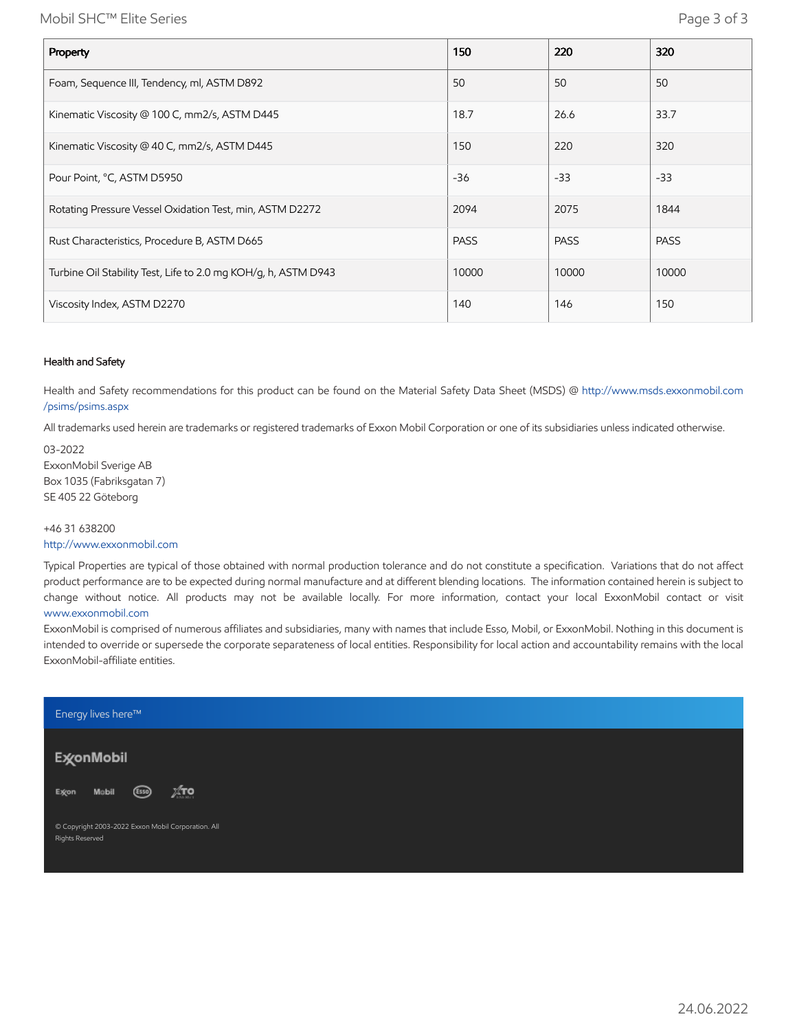| Property | 150 | 220 | 320 |
|---|---|---|---|
| Foam, Sequence III, Tendency, ml, ASTM D892 | 50 | 50 | 50 |
| Kinematic Viscosity @ 100 C, mm2/s, ASTM D445 | 18.7 | 26.6 | 33.7 |
| Kinematic Viscosity @ 40 C, mm2/s, ASTM D445 | 150 | 220 | 320 |
| Pour Point, °C, ASTM D5950 | -36 | -33 | -33 |
| Rotating Pressure Vessel Oxidation Test, min, ASTM D2272 | 2094 | 2075 | 1844 |
| Rust Characteristics, Procedure B, ASTM D665 | PASS | PASS | PASS |
| Turbine Oil Stability Test, Life to 2.0 mg KOH/g, h, ASTM D943 | 10000 | 10000 | 10000 |
| Viscosity Index, ASTM D2270 | 140 | 146 | 150 |

### Health and Safety

Health and Safety recommendations for this product can be found on the Material Safety Data Sheet (MSDS) @ http://www.msds.exxonmobil.com/psims/psims.aspx

All trademarks used herein are trademarks or registered trademarks of Exxon Mobil Corporation or one of its subsidiaries unless indicated otherwise.

03-2022
ExxonMobil Sverige AB
Box 1035 (Fabriksgatan 7)
SE 405 22 Göteborg

+46 31 638200
http://www.exxonmobil.com

Typical Properties are typical of those obtained with normal production tolerance and do not constitute a specification. Variations that do not affect product performance are to be expected during normal manufacture and at different blending locations. The information contained herein is subject to change without notice. All products may not be available locally. For more information, contact your local ExxonMobil contact or visit www.exxonmobil.com

ExxonMobil is comprised of numerous affiliates and subsidiaries, many with names that include Esso, Mobil, or ExxonMobil. Nothing in this document is intended to override or supersede the corporate separateness of local entities. Responsibility for local action and accountability remains with the local ExxonMobil-affiliate entities.

Energy lives here™

ExxonMobil

Exxon Mobil Esso XTO

© Copyright 2003-2022 Exxon Mobil Corporation. All Rights Reserved